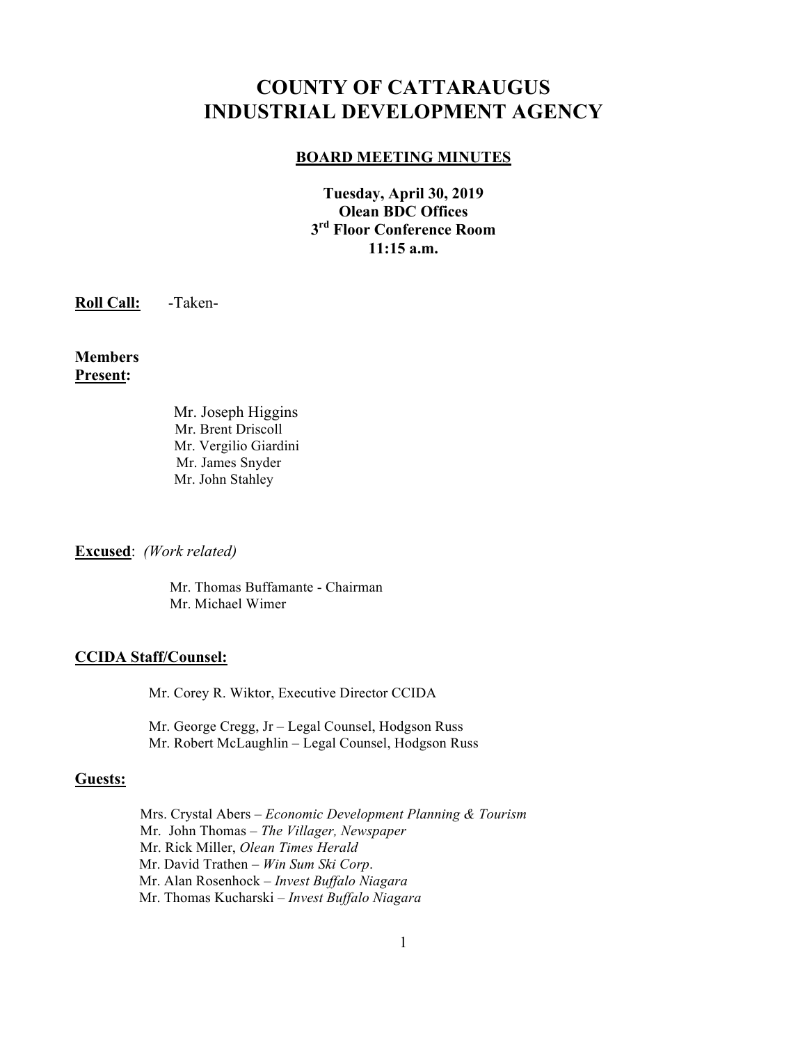# COUNTY OF CATTARAUGUS INDUSTRIAL DEVELOPMENT AGENCY

## BOARD MEETING MINUTES

**Tuesday, April 30, 2019**
**Olean BDC Offices**
**3rd Floor Conference Room**
**11:15 a.m.**

**Roll Call:** -Taken-

**Members Present:**

Mr. Joseph Higgins
Mr. Brent Driscoll
Mr. Vergilio Giardini
Mr. James Snyder
Mr. John Stahley

**Excused**: *(Work related)*

Mr. Thomas Buffamante - Chairman
Mr. Michael Wimer

**CCIDA Staff/Counsel:**

Mr. Corey R. Wiktor, Executive Director CCIDA

Mr. George Cregg, Jr – Legal Counsel, Hodgson Russ
Mr. Robert McLaughlin – Legal Counsel, Hodgson Russ

**Guests:**

Mrs. Crystal Abers – *Economic Development Planning & Tourism*
Mr. John Thomas – *The Villager, Newspaper*
Mr. Rick Miller, *Olean Times Herald*
Mr. David Trathen – *Win Sum Ski Corp*.
Mr. Alan Rosenhock – *Invest Buffalo Niagara*
Mr. Thomas Kucharski – *Invest Buffalo Niagara*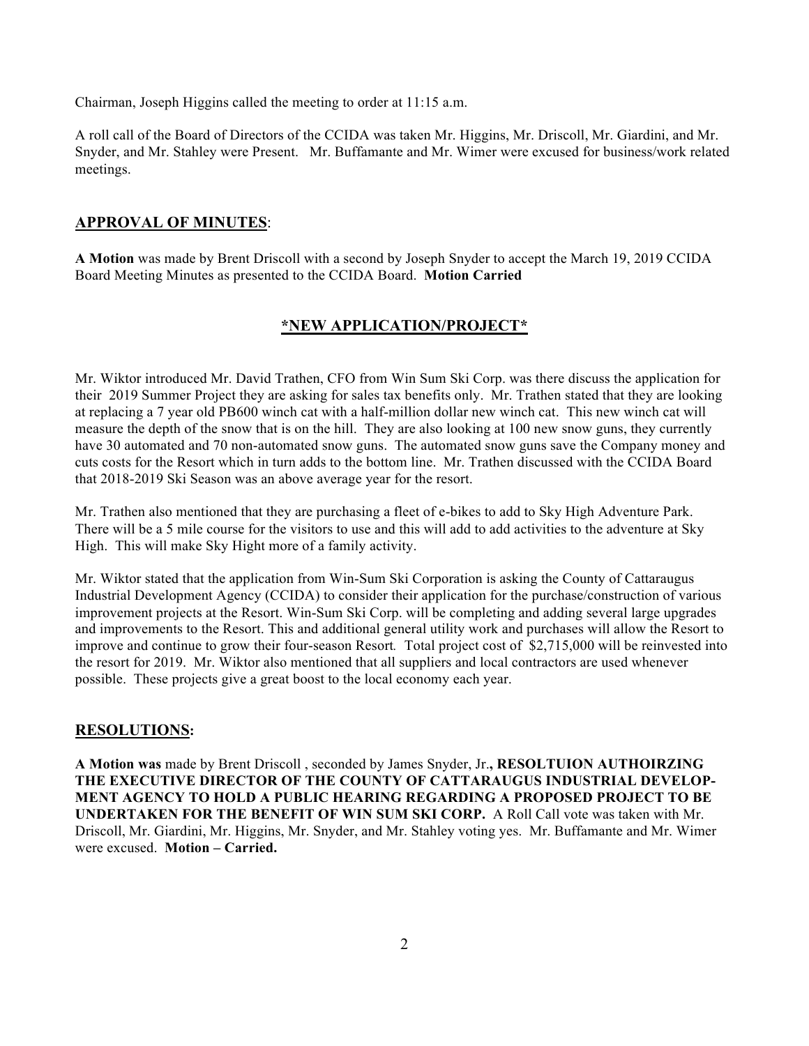Chairman, Joseph Higgins called the meeting to order at 11:15 a.m.

A roll call of the Board of Directors of the CCIDA was taken Mr. Higgins, Mr. Driscoll, Mr. Giardini, and Mr. Snyder, and Mr. Stahley were Present. Mr. Buffamante and Mr. Wimer were excused for business/work related meetings.

## APPROVAL OF MINUTES:

**A Motion** was made by Brent Driscoll with a second by Joseph Snyder to accept the March 19, 2019 CCIDA Board Meeting Minutes as presented to the CCIDA Board. **Motion Carried**

## *NEW APPLICATION/PROJECT*

Mr. Wiktor introduced Mr. David Trathen, CFO from Win Sum Ski Corp. was there discuss the application for their 2019 Summer Project they are asking for sales tax benefits only. Mr. Trathen stated that they are looking at replacing a 7 year old PB600 winch cat with a half-million dollar new winch cat. This new winch cat will measure the depth of the snow that is on the hill. They are also looking at 100 new snow guns, they currently have 30 automated and 70 non-automated snow guns. The automated snow guns save the Company money and cuts costs for the Resort which in turn adds to the bottom line. Mr. Trathen discussed with the CCIDA Board that 2018-2019 Ski Season was an above average year for the resort.

Mr. Trathen also mentioned that they are purchasing a fleet of e-bikes to add to Sky High Adventure Park. There will be a 5 mile course for the visitors to use and this will add to add activities to the adventure at Sky High. This will make Sky Hight more of a family activity.

Mr. Wiktor stated that the application from Win-Sum Ski Corporation is asking the County of Cattaraugus Industrial Development Agency (CCIDA) to consider their application for the purchase/construction of various improvement projects at the Resort. Win-Sum Ski Corp. will be completing and adding several large upgrades and improvements to the Resort. This and additional general utility work and purchases will allow the Resort to improve and continue to grow their four-season Resort*.* Total project cost of $2,715,000 will be reinvested into the resort for 2019. Mr. Wiktor also mentioned that all suppliers and local contractors are used whenever possible. These projects give a great boost to the local economy each year.

## RESOLUTIONS:

**A Motion was** made by Brent Driscoll , seconded by James Snyder, Jr.**, RESOLTUION AUTHOIRZING THE EXECUTIVE DIRECTOR OF THE COUNTY OF CATTARAUGUS INDUSTRIAL DEVELOP-MENT AGENCY TO HOLD A PUBLIC HEARING REGARDING A PROPOSED PROJECT TO BE UNDERTAKEN FOR THE BENEFIT OF WIN SUM SKI CORP.** A Roll Call vote was taken with Mr. Driscoll, Mr. Giardini, Mr. Higgins, Mr. Snyder, and Mr. Stahley voting yes. Mr. Buffamante and Mr. Wimer were excused. **Motion – Carried.**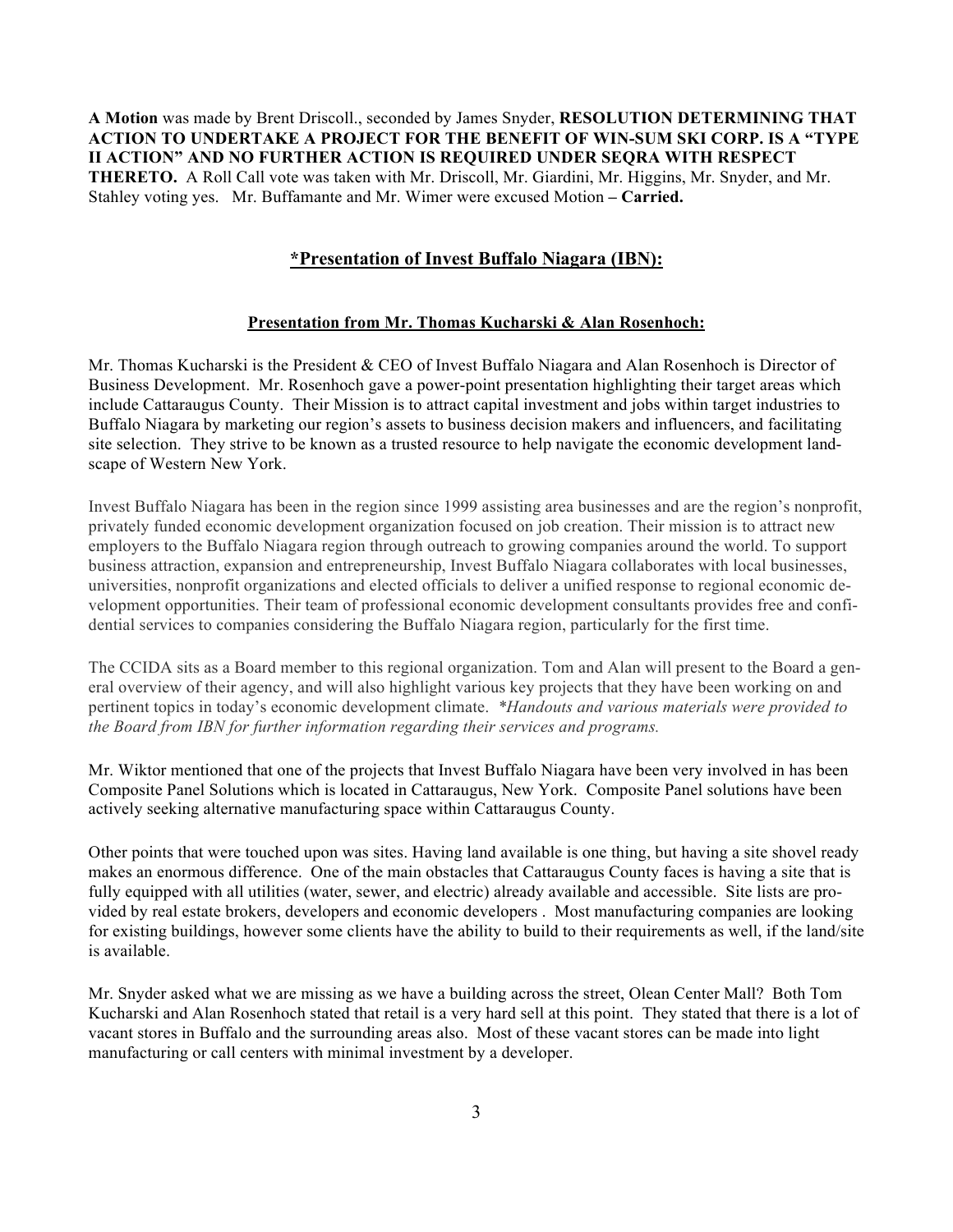**A Motion** was made by Brent Driscoll., seconded by James Snyder, **RESOLUTION DETERMINING THAT ACTION TO UNDERTAKE A PROJECT FOR THE BENEFIT OF WIN-SUM SKI CORP. IS A "TYPE II ACTION" AND NO FURTHER ACTION IS REQUIRED UNDER SEQRA WITH RESPECT THERETO.** A Roll Call vote was taken with Mr. Driscoll, Mr. Giardini, Mr. Higgins, Mr. Snyder, and Mr. Stahley voting yes. Mr. Buffamante and Mr. Wimer were excused Motion **– Carried.**

## *Presentation of Invest Buffalo Niagara (IBN):

### Presentation from Mr. Thomas Kucharski & Alan Rosenhoch:

Mr. Thomas Kucharski is the President & CEO of Invest Buffalo Niagara and Alan Rosenhoch is Director of Business Development. Mr. Rosenhoch gave a power-point presentation highlighting their target areas which include Cattaraugus County. Their Mission is to attract capital investment and jobs within target industries to Buffalo Niagara by marketing our region's assets to business decision makers and influencers, and facilitating site selection. They strive to be known as a trusted resource to help navigate the economic development landscape of Western New York.

Invest Buffalo Niagara has been in the region since 1999 assisting area businesses and are the region's nonprofit, privately funded economic development organization focused on job creation. Their mission is to attract new employers to the Buffalo Niagara region through outreach to growing companies around the world. To support business attraction, expansion and entrepreneurship, Invest Buffalo Niagara collaborates with local businesses, universities, nonprofit organizations and elected officials to deliver a unified response to regional economic development opportunities. Their team of professional economic development consultants provides free and confidential services to companies considering the Buffalo Niagara region, particularly for the first time.

The CCIDA sits as a Board member to this regional organization. Tom and Alan will present to the Board a general overview of their agency, and will also highlight various key projects that they have been working on and pertinent topics in today's economic development climate. *\*Handouts and various materials were provided to the Board from IBN for further information regarding their services and programs.*

Mr. Wiktor mentioned that one of the projects that Invest Buffalo Niagara have been very involved in has been Composite Panel Solutions which is located in Cattaraugus, New York. Composite Panel solutions have been actively seeking alternative manufacturing space within Cattaraugus County.

Other points that were touched upon was sites. Having land available is one thing, but having a site shovel ready makes an enormous difference. One of the main obstacles that Cattaraugus County faces is having a site that is fully equipped with all utilities (water, sewer, and electric) already available and accessible. Site lists are provided by real estate brokers, developers and economic developers . Most manufacturing companies are looking for existing buildings, however some clients have the ability to build to their requirements as well, if the land/site is available.

Mr. Snyder asked what we are missing as we have a building across the street, Olean Center Mall? Both Tom Kucharski and Alan Rosenhoch stated that retail is a very hard sell at this point. They stated that there is a lot of vacant stores in Buffalo and the surrounding areas also. Most of these vacant stores can be made into light manufacturing or call centers with minimal investment by a developer.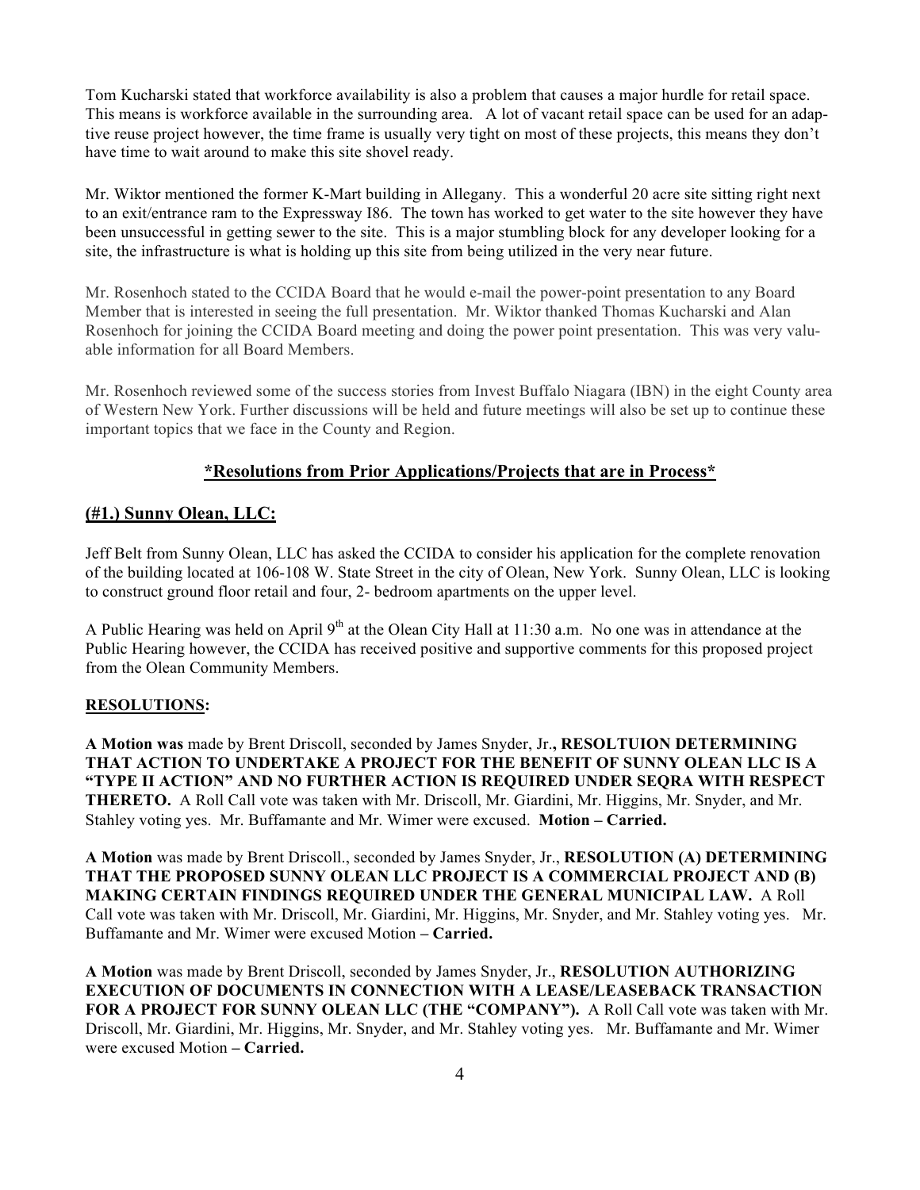Tom Kucharski stated that workforce availability is also a problem that causes a major hurdle for retail space. This means is workforce available in the surrounding area. A lot of vacant retail space can be used for an adaptive reuse project however, the time frame is usually very tight on most of these projects, this means they don't have time to wait around to make this site shovel ready.

Mr. Wiktor mentioned the former K-Mart building in Allegany. This a wonderful 20 acre site sitting right next to an exit/entrance ram to the Expressway I86. The town has worked to get water to the site however they have been unsuccessful in getting sewer to the site. This is a major stumbling block for any developer looking for a site, the infrastructure is what is holding up this site from being utilized in the very near future.

Mr. Rosenhoch stated to the CCIDA Board that he would e-mail the power-point presentation to any Board Member that is interested in seeing the full presentation. Mr. Wiktor thanked Thomas Kucharski and Alan Rosenhoch for joining the CCIDA Board meeting and doing the power point presentation. This was very valuable information for all Board Members.

Mr. Rosenhoch reviewed some of the success stories from Invest Buffalo Niagara (IBN) in the eight County area of Western New York. Further discussions will be held and future meetings will also be set up to continue these important topics that we face in the County and Region.

## \*Resolutions from Prior Applications/Projects that are in Process\*

## (#1.) Sunny Olean, LLC:

Jeff Belt from Sunny Olean, LLC has asked the CCIDA to consider his application for the complete renovation of the building located at 106-108 W. State Street in the city of Olean, New York. Sunny Olean, LLC is looking to construct ground floor retail and four, 2- bedroom apartments on the upper level.

A Public Hearing was held on April 9th at the Olean City Hall at 11:30 a.m. No one was in attendance at the Public Hearing however, the CCIDA has received positive and supportive comments for this proposed project from the Olean Community Members.

**RESOLUTIONS:**

**A Motion was** made by Brent Driscoll, seconded by James Snyder, Jr**., RESOLTUION DETERMINING THAT ACTION TO UNDERTAKE A PROJECT FOR THE BENEFIT OF SUNNY OLEAN LLC IS A "TYPE II ACTION" AND NO FURTHER ACTION IS REQUIRED UNDER SEQRA WITH RESPECT THERETO.** A Roll Call vote was taken with Mr. Driscoll, Mr. Giardini, Mr. Higgins, Mr. Snyder, and Mr. Stahley voting yes. Mr. Buffamante and Mr. Wimer were excused. **Motion – Carried.**

**A Motion** was made by Brent Driscoll., seconded by James Snyder, Jr., **RESOLUTION (A) DETERMINING THAT THE PROPOSED SUNNY OLEAN LLC PROJECT IS A COMMERCIAL PROJECT AND (B) MAKING CERTAIN FINDINGS REQUIRED UNDER THE GENERAL MUNICIPAL LAW.** A Roll Call vote was taken with Mr. Driscoll, Mr. Giardini, Mr. Higgins, Mr. Snyder, and Mr. Stahley voting yes. Mr. Buffamante and Mr. Wimer were excused Motion **– Carried.**

**A Motion** was made by Brent Driscoll, seconded by James Snyder, Jr., **RESOLUTION AUTHORIZING EXECUTION OF DOCUMENTS IN CONNECTION WITH A LEASE/LEASEBACK TRANSACTION FOR A PROJECT FOR SUNNY OLEAN LLC (THE "COMPANY").** A Roll Call vote was taken with Mr. Driscoll, Mr. Giardini, Mr. Higgins, Mr. Snyder, and Mr. Stahley voting yes. Mr. Buffamante and Mr. Wimer were excused Motion **– Carried.**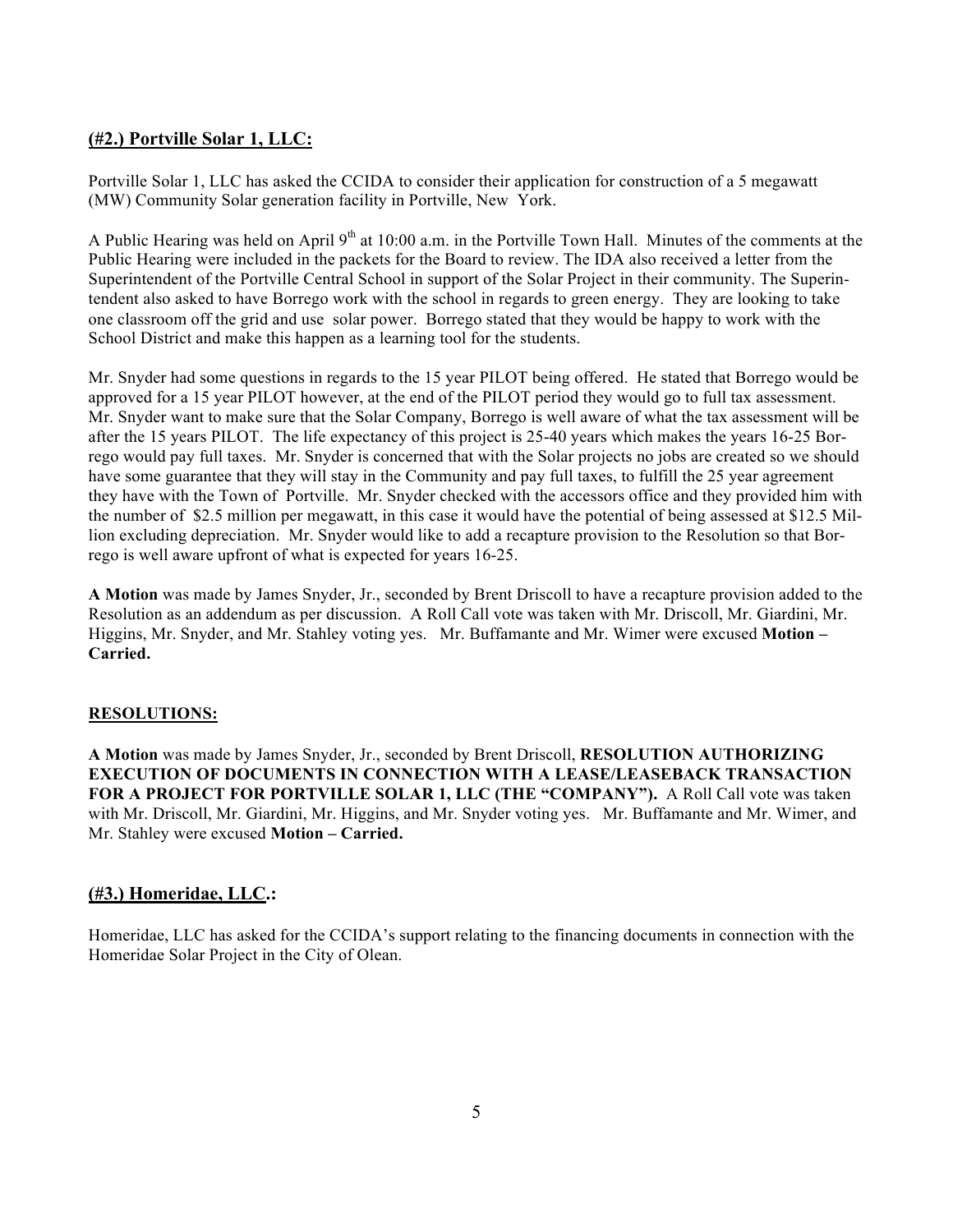## (#2.) Portville Solar 1, LLC:

Portville Solar 1, LLC has asked the CCIDA to consider their application for construction of a 5 megawatt (MW) Community Solar generation facility in Portville, New York.

A Public Hearing was held on April 9th at 10:00 a.m. in the Portville Town Hall. Minutes of the comments at the Public Hearing were included in the packets for the Board to review. The IDA also received a letter from the Superintendent of the Portville Central School in support of the Solar Project in their community. The Superintendent also asked to have Borrego work with the school in regards to green energy. They are looking to take one classroom off the grid and use solar power. Borrego stated that they would be happy to work with the School District and make this happen as a learning tool for the students.

Mr. Snyder had some questions in regards to the 15 year PILOT being offered. He stated that Borrego would be approved for a 15 year PILOT however, at the end of the PILOT period they would go to full tax assessment. Mr. Snyder want to make sure that the Solar Company, Borrego is well aware of what the tax assessment will be after the 15 years PILOT. The life expectancy of this project is 25-40 years which makes the years 16-25 Borrego would pay full taxes. Mr. Snyder is concerned that with the Solar projects no jobs are created so we should have some guarantee that they will stay in the Community and pay full taxes, to fulfill the 25 year agreement they have with the Town of Portville. Mr. Snyder checked with the accessors office and they provided him with the number of $2.5 million per megawatt, in this case it would have the potential of being assessed at $12.5 Million excluding depreciation. Mr. Snyder would like to add a recapture provision to the Resolution so that Borrego is well aware upfront of what is expected for years 16-25.

**A Motion** was made by James Snyder, Jr., seconded by Brent Driscoll to have a recapture provision added to the Resolution as an addendum as per discussion. A Roll Call vote was taken with Mr. Driscoll, Mr. Giardini, Mr. Higgins, Mr. Snyder, and Mr. Stahley voting yes. Mr. Buffamante and Mr. Wimer were excused **Motion – Carried.**

### RESOLUTIONS:

**A Motion** was made by James Snyder, Jr., seconded by Brent Driscoll, **RESOLUTION AUTHORIZING EXECUTION OF DOCUMENTS IN CONNECTION WITH A LEASE/LEASEBACK TRANSACTION FOR A PROJECT FOR PORTVILLE SOLAR 1, LLC (THE "COMPANY").** A Roll Call vote was taken with Mr. Driscoll, Mr. Giardini, Mr. Higgins, and Mr. Snyder voting yes. Mr. Buffamante and Mr. Wimer, and Mr. Stahley were excused **Motion – Carried.**

## (#3.) Homeridae, LLC.:

Homeridae, LLC has asked for the CCIDA's support relating to the financing documents in connection with the Homeridae Solar Project in the City of Olean.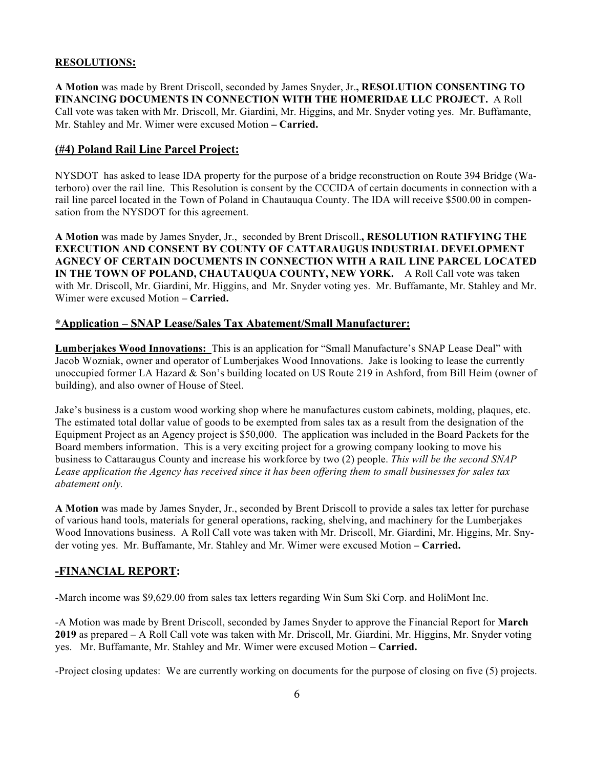**RESOLUTIONS:**

**A Motion** was made by Brent Driscoll, seconded by James Snyder, Jr**., RESOLUTION CONSENTING TO FINANCING DOCUMENTS IN CONNECTION WITH THE HOMERIDAE LLC PROJECT.** A Roll Call vote was taken with Mr. Driscoll, Mr. Giardini, Mr. Higgins, and Mr. Snyder voting yes. Mr. Buffamante, Mr. Stahley and Mr. Wimer were excused Motion **– Carried.**

## (#4) Poland Rail Line Parcel Project:

NYSDOT has asked to lease IDA property for the purpose of a bridge reconstruction on Route 394 Bridge (Waterboro) over the rail line. This Resolution is consent by the CCCIDA of certain documents in connection with a rail line parcel located in the Town of Poland in Chautauqua County. The IDA will receive $500.00 in compensation from the NYSDOT for this agreement.

**A Motion** was made by James Snyder, Jr., seconded by Brent Driscoll**., RESOLUTION RATIFYING THE EXECUTION AND CONSENT BY COUNTY OF CATTARAUGUS INDUSTRIAL DEVELOPMENT AGNECY OF CERTAIN DOCUMENTS IN CONNECTION WITH A RAIL LINE PARCEL LOCATED IN THE TOWN OF POLAND, CHAUTAUQUA COUNTY, NEW YORK.** A Roll Call vote was taken with Mr. Driscoll, Mr. Giardini, Mr. Higgins, and Mr. Snyder voting yes. Mr. Buffamante, Mr. Stahley and Mr. Wimer were excused Motion **– Carried.**

## *Application – SNAP Lease/Sales Tax Abatement/Small Manufacturer:

**Lumberjakes Wood Innovations:** This is an application for "Small Manufacture's SNAP Lease Deal" with Jacob Wozniak, owner and operator of Lumberjakes Wood Innovations. Jake is looking to lease the currently unoccupied former LA Hazard & Son's building located on US Route 219 in Ashford, from Bill Heim (owner of building), and also owner of House of Steel.

Jake's business is a custom wood working shop where he manufactures custom cabinets, molding, plaques, etc. The estimated total dollar value of goods to be exempted from sales tax as a result from the designation of the Equipment Project as an Agency project is $50,000. The application was included in the Board Packets for the Board members information. This is a very exciting project for a growing company looking to move his business to Cattaraugus County and increase his workforce by two (2) people. *This will be the second SNAP Lease application the Agency has received since it has been offering them to small businesses for sales tax abatement only.*

**A Motion** was made by James Snyder, Jr., seconded by Brent Driscoll to provide a sales tax letter for purchase of various hand tools, materials for general operations, racking, shelving, and machinery for the Lumberjakes Wood Innovations business. A Roll Call vote was taken with Mr. Driscoll, Mr. Giardini, Mr. Higgins, Mr. Snyder voting yes. Mr. Buffamante, Mr. Stahley and Mr. Wimer were excused Motion **– Carried.**

## -FINANCIAL REPORT:

-March income was $9,629.00 from sales tax letters regarding Win Sum Ski Corp. and HoliMont Inc.

-A Motion was made by Brent Driscoll, seconded by James Snyder to approve the Financial Report for **March 2019** as prepared – A Roll Call vote was taken with Mr. Driscoll, Mr. Giardini, Mr. Higgins, Mr. Snyder voting yes. Mr. Buffamante, Mr. Stahley and Mr. Wimer were excused Motion **– Carried.**

-Project closing updates: We are currently working on documents for the purpose of closing on five (5) projects.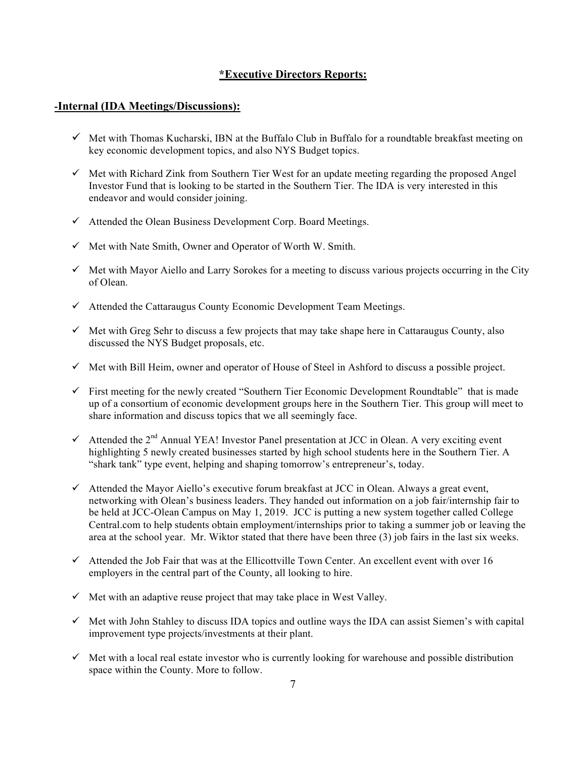## ***Executive Directors Reports:**

### **-Internal (IDA Meetings/Discussions):**

- ✓ Met with Thomas Kucharski, IBN at the Buffalo Club in Buffalo for a roundtable breakfast meeting on key economic development topics, and also NYS Budget topics.
- ✓ Met with Richard Zink from Southern Tier West for an update meeting regarding the proposed Angel Investor Fund that is looking to be started in the Southern Tier. The IDA is very interested in this endeavor and would consider joining.
- ✓ Attended the Olean Business Development Corp. Board Meetings.
- ✓ Met with Nate Smith, Owner and Operator of Worth W. Smith.
- ✓ Met with Mayor Aiello and Larry Sorokes for a meeting to discuss various projects occurring in the City of Olean.
- ✓ Attended the Cattaraugus County Economic Development Team Meetings.
- ✓ Met with Greg Sehr to discuss a few projects that may take shape here in Cattaraugus County, also discussed the NYS Budget proposals, etc.
- ✓ Met with Bill Heim, owner and operator of House of Steel in Ashford to discuss a possible project.
- ✓ First meeting for the newly created "Southern Tier Economic Development Roundtable" that is made up of a consortium of economic development groups here in the Southern Tier. This group will meet to share information and discuss topics that we all seemingly face.
- ✓ Attended the 2nd Annual YEA! Investor Panel presentation at JCC in Olean. A very exciting event highlighting 5 newly created businesses started by high school students here in the Southern Tier. A "shark tank" type event, helping and shaping tomorrow's entrepreneur's, today.
- ✓ Attended the Mayor Aiello's executive forum breakfast at JCC in Olean. Always a great event, networking with Olean's business leaders. They handed out information on a job fair/internship fair to be held at JCC-Olean Campus on May 1, 2019. JCC is putting a new system together called College Central.com to help students obtain employment/internships prior to taking a summer job or leaving the area at the school year. Mr. Wiktor stated that there have been three (3) job fairs in the last six weeks.
- ✓ Attended the Job Fair that was at the Ellicottville Town Center. An excellent event with over 16 employers in the central part of the County, all looking to hire.
- ✓ Met with an adaptive reuse project that may take place in West Valley.
- ✓ Met with John Stahley to discuss IDA topics and outline ways the IDA can assist Siemen's with capital improvement type projects/investments at their plant.
- ✓ Met with a local real estate investor who is currently looking for warehouse and possible distribution space within the County. More to follow.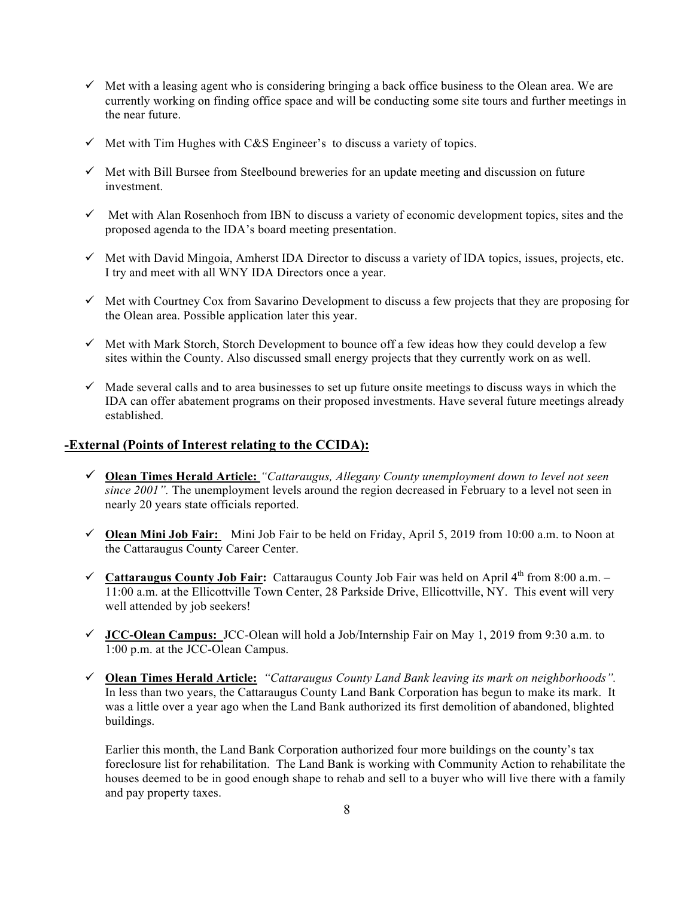- ✓ Met with a leasing agent who is considering bringing a back office business to the Olean area. We are currently working on finding office space and will be conducting some site tours and further meetings in the near future.
- ✓ Met with Tim Hughes with C&S Engineer's to discuss a variety of topics.
- ✓ Met with Bill Bursee from Steelbound breweries for an update meeting and discussion on future investment.
- ✓ Met with Alan Rosenhoch from IBN to discuss a variety of economic development topics, sites and the proposed agenda to the IDA's board meeting presentation.
- ✓ Met with David Mingoia, Amherst IDA Director to discuss a variety of IDA topics, issues, projects, etc. I try and meet with all WNY IDA Directors once a year.
- ✓ Met with Courtney Cox from Savarino Development to discuss a few projects that they are proposing for the Olean area. Possible application later this year.
- ✓ Met with Mark Storch, Storch Development to bounce off a few ideas how they could develop a few sites within the County. Also discussed small energy projects that they currently work on as well.
- ✓ Made several calls and to area businesses to set up future onsite meetings to discuss ways in which the IDA can offer abatement programs on their proposed investments. Have several future meetings already established.

## -External (Points of Interest relating to the CCIDA):

- ✓ **Olean Times Herald Article:** *"Cattaraugus, Allegany County unemployment down to level not seen since 2001".* The unemployment levels around the region decreased in February to a level not seen in nearly 20 years state officials reported.
- ✓ **Olean Mini Job Fair:** Mini Job Fair to be held on Friday, April 5, 2019 from 10:00 a.m. to Noon at the Cattaraugus County Career Center.
- ✓ **Cattaraugus County Job Fair:** Cattaraugus County Job Fair was held on April 4th from 8:00 a.m. – 11:00 a.m. at the Ellicottville Town Center, 28 Parkside Drive, Ellicottville, NY. This event will very well attended by job seekers!
- ✓ **JCC-Olean Campus:** JCC-Olean will hold a Job/Internship Fair on May 1, 2019 from 9:30 a.m. to 1:00 p.m. at the JCC-Olean Campus.
- ✓ **Olean Times Herald Article:** *"Cattaraugus County Land Bank leaving its mark on neighborhoods".* In less than two years, the Cattaraugus County Land Bank Corporation has begun to make its mark. It was a little over a year ago when the Land Bank authorized its first demolition of abandoned, blighted buildings.

  Earlier this month, the Land Bank Corporation authorized four more buildings on the county's tax foreclosure list for rehabilitation. The Land Bank is working with Community Action to rehabilitate the houses deemed to be in good enough shape to rehab and sell to a buyer who will live there with a family and pay property taxes.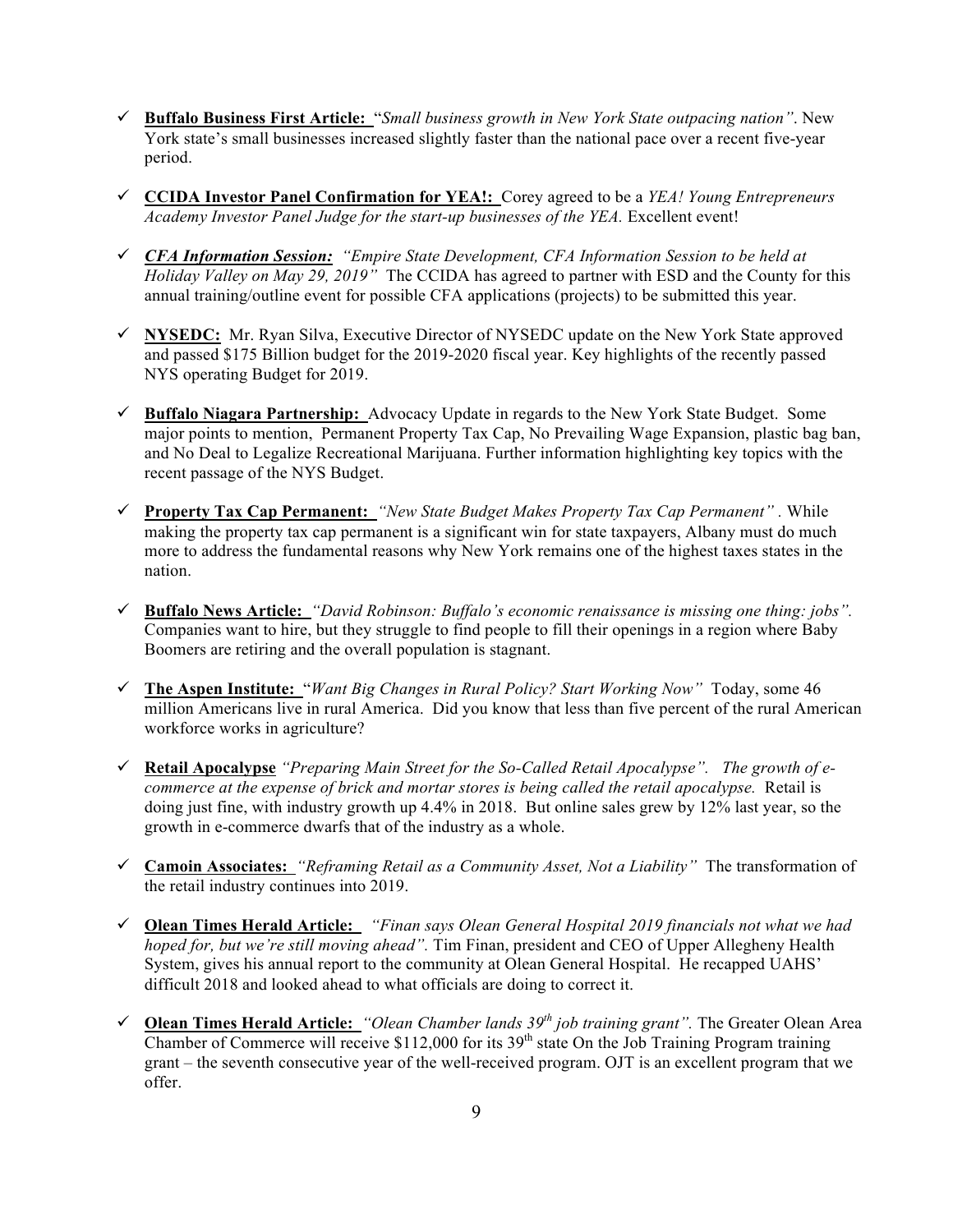- ✓ **Buffalo Business First Article:** "*Small business growth in New York State outpacing nation*". New York state's small businesses increased slightly faster than the national pace over a recent five-year period.

- ✓ **CCIDA Investor Panel Confirmation for YEA!:** Corey agreed to be a *YEA! Young Entrepreneurs Academy Investor Panel Judge for the start-up businesses of the YEA.* Excellent event!

- ✓ ***CFA Information Session:*** *"Empire State Development, CFA Information Session to be held at Holiday Valley on May 29, 2019"* The CCIDA has agreed to partner with ESD and the County for this annual training/outline event for possible CFA applications (projects) to be submitted this year.

- ✓ **NYSEDC:** Mr. Ryan Silva, Executive Director of NYSEDC update on the New York State approved and passed $175 Billion budget for the 2019-2020 fiscal year. Key highlights of the recently passed NYS operating Budget for 2019.

- ✓ **Buffalo Niagara Partnership:** Advocacy Update in regards to the New York State Budget. Some major points to mention, Permanent Property Tax Cap, No Prevailing Wage Expansion, plastic bag ban, and No Deal to Legalize Recreational Marijuana. Further information highlighting key topics with the recent passage of the NYS Budget.

- ✓ **Property Tax Cap Permanent:** *"New State Budget Makes Property Tax Cap Permanent"* . While making the property tax cap permanent is a significant win for state taxpayers, Albany must do much more to address the fundamental reasons why New York remains one of the highest taxes states in the nation.

- ✓ **Buffalo News Article:** *"David Robinson: Buffalo's economic renaissance is missing one thing: jobs".* Companies want to hire, but they struggle to find people to fill their openings in a region where Baby Boomers are retiring and the overall population is stagnant.

- ✓ **The Aspen Institute:** "*Want Big Changes in Rural Policy? Start Working Now"* Today, some 46 million Americans live in rural America. Did you know that less than five percent of the rural American workforce works in agriculture?

- ✓ **Retail Apocalypse** *"Preparing Main Street for the So-Called Retail Apocalypse". The growth of e-commerce at the expense of brick and mortar stores is being called the retail apocalypse.* Retail is doing just fine, with industry growth up 4.4% in 2018. But online sales grew by 12% last year, so the growth in e-commerce dwarfs that of the industry as a whole.

- ✓ **Camoin Associates:** *"Reframing Retail as a Community Asset, Not a Liability"* The transformation of the retail industry continues into 2019.

- ✓ **Olean Times Herald Article:** *"Finan says Olean General Hospital 2019 financials not what we had hoped for, but we're still moving ahead".* Tim Finan, president and CEO of Upper Allegheny Health System, gives his annual report to the community at Olean General Hospital. He recapped UAHS' difficult 2018 and looked ahead to what officials are doing to correct it.

- ✓ **Olean Times Herald Article:** *"Olean Chamber lands 39th job training grant".* The Greater Olean Area Chamber of Commerce will receive $112,000 for its 39th state On the Job Training Program training grant – the seventh consecutive year of the well-received program. OJT is an excellent program that we offer.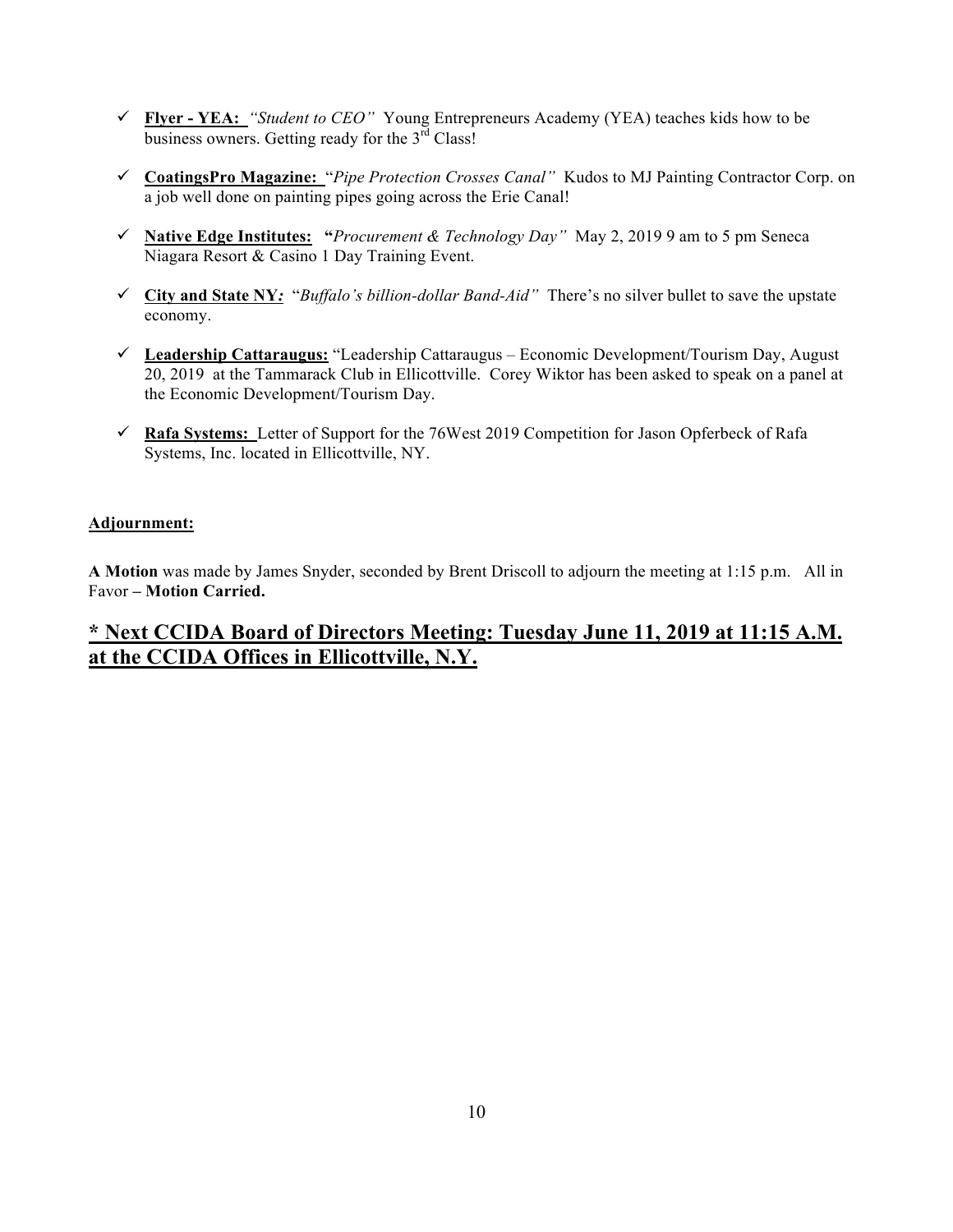- ✓ **Flyer - YEA:** *"Student to CEO"* Young Entrepreneurs Academy (YEA) teaches kids how to be business owners. Getting ready for the 3rd Class!

- ✓ **CoatingsPro Magazine:** "*Pipe Protection Crosses Canal"* Kudos to MJ Painting Contractor Corp. on a job well done on painting pipes going across the Erie Canal!

- ✓ **Native Edge Institutes:** **"***Procurement & Technology Day"* May 2, 2019 9 am to 5 pm Seneca Niagara Resort & Casino 1 Day Training Event.

- ✓ **City and State NY***:* "*Buffalo's billion-dollar Band-Aid"* There's no silver bullet to save the upstate economy.

- ✓ **Leadership Cattaraugus:** "Leadership Cattaraugus – Economic Development/Tourism Day, August 20, 2019 at the Tammarack Club in Ellicottville. Corey Wiktor has been asked to speak on a panel at the Economic Development/Tourism Day.

- ✓ **Rafa Systems:** Letter of Support for the 76West 2019 Competition for Jason Opferbeck of Rafa Systems, Inc. located in Ellicottville, NY.

**Adjournment:**

**A Motion** was made by James Snyder, seconded by Brent Driscoll to adjourn the meeting at 1:15 p.m. All in Favor **– Motion Carried.**

## * Next CCIDA Board of Directors Meeting: Tuesday June 11, 2019 at 11:15 A.M. at the CCIDA Offices in Ellicottville, N.Y.